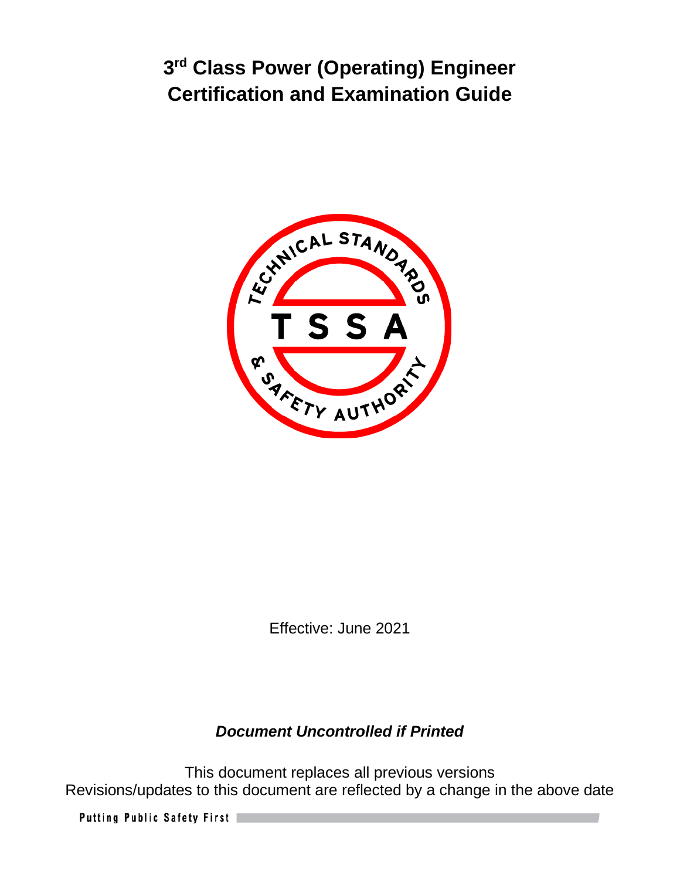# 3rd Class Power (Operating) Engineer Certification and Examination Guide

Effective: June 2021

***Document Uncontrolled if Printed***

This document replaces all previous versions
Revisions/updates to this document are reflected by a change in the above date

**Putting Public Safety First**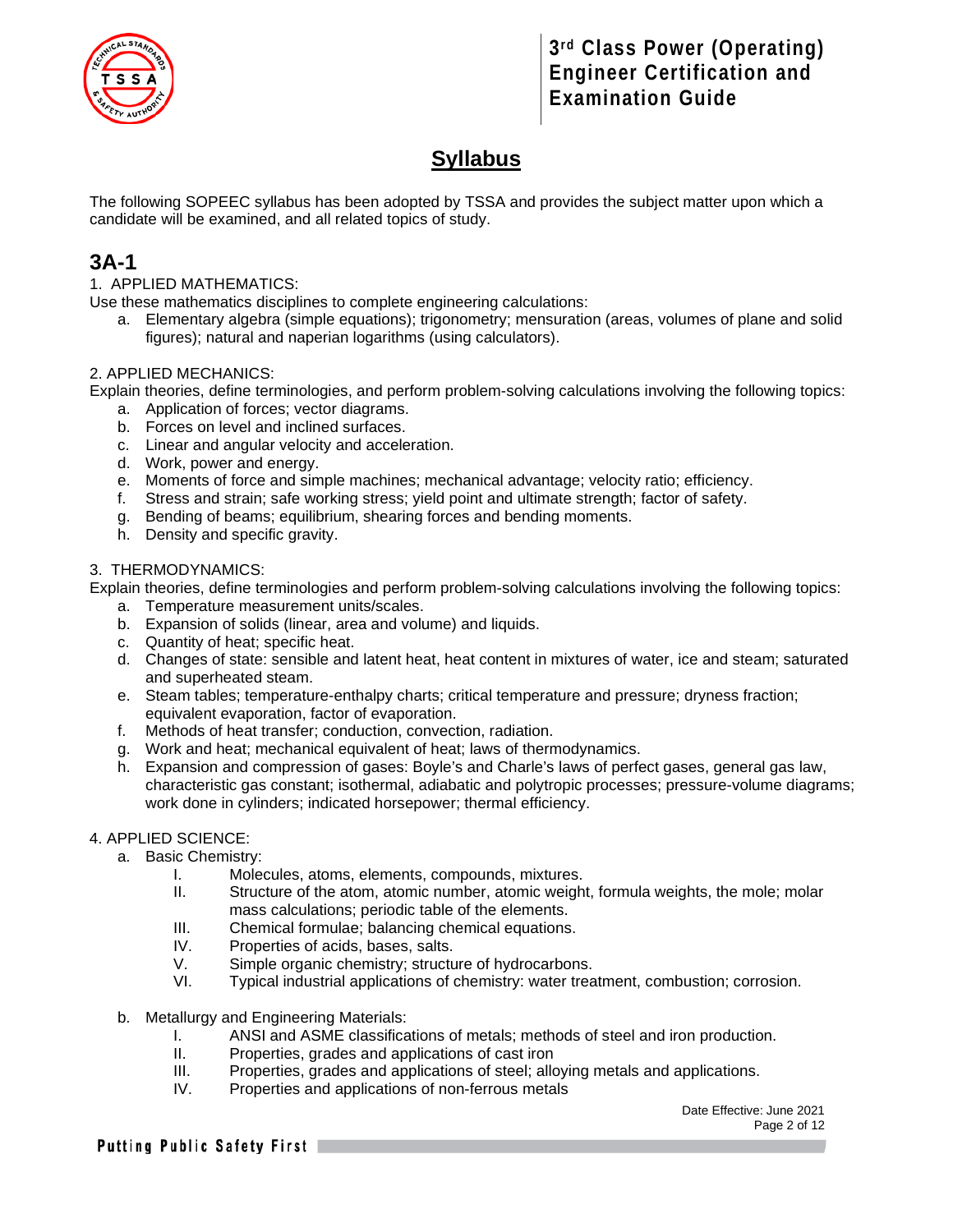# Syllabus

The following SOPEEC syllabus has been adopted by TSSA and provides the subject matter upon which a candidate will be examined, and all related topics of study.

## 3A-1

1. APPLIED MATHEMATICS:

Use these mathematics disciplines to complete engineering calculations:

a. Elementary algebra (simple equations); trigonometry; mensuration (areas, volumes of plane and solid figures); natural and naperian logarithms (using calculators).

2. APPLIED MECHANICS:

Explain theories, define terminologies, and perform problem-solving calculations involving the following topics:

a. Application of forces; vector diagrams.
b. Forces on level and inclined surfaces.
c. Linear and angular velocity and acceleration.
d. Work, power and energy.
e. Moments of force and simple machines; mechanical advantage; velocity ratio; efficiency.
f. Stress and strain; safe working stress; yield point and ultimate strength; factor of safety.
g. Bending of beams; equilibrium, shearing forces and bending moments.
h. Density and specific gravity.

3. THERMODYNAMICS:

Explain theories, define terminologies and perform problem-solving calculations involving the following topics:

a. Temperature measurement units/scales.
b. Expansion of solids (linear, area and volume) and liquids.
c. Quantity of heat; specific heat.
d. Changes of state: sensible and latent heat, heat content in mixtures of water, ice and steam; saturated and superheated steam.
e. Steam tables; temperature-enthalpy charts; critical temperature and pressure; dryness fraction; equivalent evaporation, factor of evaporation.
f. Methods of heat transfer; conduction, convection, radiation.
g. Work and heat; mechanical equivalent of heat; laws of thermodynamics.
h. Expansion and compression of gases: Boyle's and Charle's laws of perfect gases, general gas law, characteristic gas constant; isothermal, adiabatic and polytropic processes; pressure-volume diagrams; work done in cylinders; indicated horsepower; thermal efficiency.

4. APPLIED SCIENCE:

a. Basic Chemistry:
   I. Molecules, atoms, elements, compounds, mixtures.
   II. Structure of the atom, atomic number, atomic weight, formula weights, the mole; molar mass calculations; periodic table of the elements.
   III. Chemical formulae; balancing chemical equations.
   IV. Properties of acids, bases, salts.
   V. Simple organic chemistry; structure of hydrocarbons.
   VI. Typical industrial applications of chemistry: water treatment, combustion; corrosion.

b. Metallurgy and Engineering Materials:
   I. ANSI and ASME classifications of metals; methods of steel and iron production.
   II. Properties, grades and applications of cast iron
   III. Properties, grades and applications of steel; alloying metals and applications.
   IV. Properties and applications of non-ferrous metals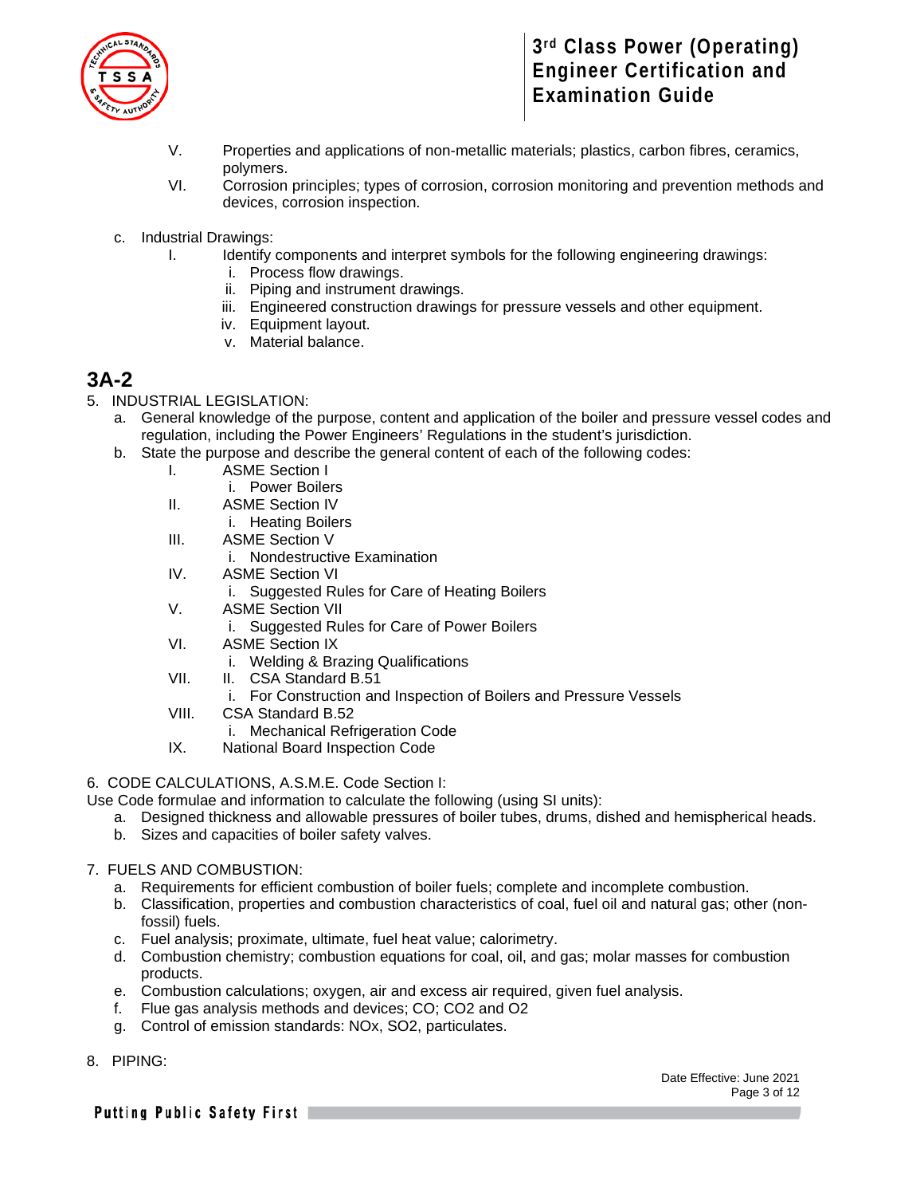V. Properties and applications of non-metallic materials; plastics, carbon fibres, ceramics, polymers.

VI. Corrosion principles; types of corrosion, corrosion monitoring and prevention methods and devices, corrosion inspection.

c. Industrial Drawings:

I. Identify components and interpret symbols for the following engineering drawings:

i. Process flow drawings.
ii. Piping and instrument drawings.
iii. Engineered construction drawings for pressure vessels and other equipment.
iv. Equipment layout.
v. Material balance.

## 3A-2

5. INDUSTRIAL LEGISLATION:

a. General knowledge of the purpose, content and application of the boiler and pressure vessel codes and regulation, including the Power Engineers' Regulations in the student's jurisdiction.

b. State the purpose and describe the general content of each of the following codes:

I. ASME Section I
 i. Power Boilers

II. ASME Section IV
 i. Heating Boilers

III. ASME Section V
 i. Nondestructive Examination

IV. ASME Section VI
 i. Suggested Rules for Care of Heating Boilers

V. ASME Section VII
 i. Suggested Rules for Care of Power Boilers

VI. ASME Section IX
 i. Welding & Brazing Qualifications

VII. II. CSA Standard B.51
 i. For Construction and Inspection of Boilers and Pressure Vessels

VIII. CSA Standard B.52
 i. Mechanical Refrigeration Code

IX. National Board Inspection Code

6. CODE CALCULATIONS, A.S.M.E. Code Section I:

Use Code formulae and information to calculate the following (using SI units):

a. Designed thickness and allowable pressures of boiler tubes, drums, dished and hemispherical heads.

b. Sizes and capacities of boiler safety valves.

7. FUELS AND COMBUSTION:

a. Requirements for efficient combustion of boiler fuels; complete and incomplete combustion.

b. Classification, properties and combustion characteristics of coal, fuel oil and natural gas; other (non-fossil) fuels.

c. Fuel analysis; proximate, ultimate, fuel heat value; calorimetry.

d. Combustion chemistry; combustion equations for coal, oil, and gas; molar masses for combustion products.

e. Combustion calculations; oxygen, air and excess air required, given fuel analysis.

f. Flue gas analysis methods and devices; CO; $CO_2$ and $O_2$

g. Control of emission standards: $NO_x$, $SO_2$, particulates.

8. PIPING: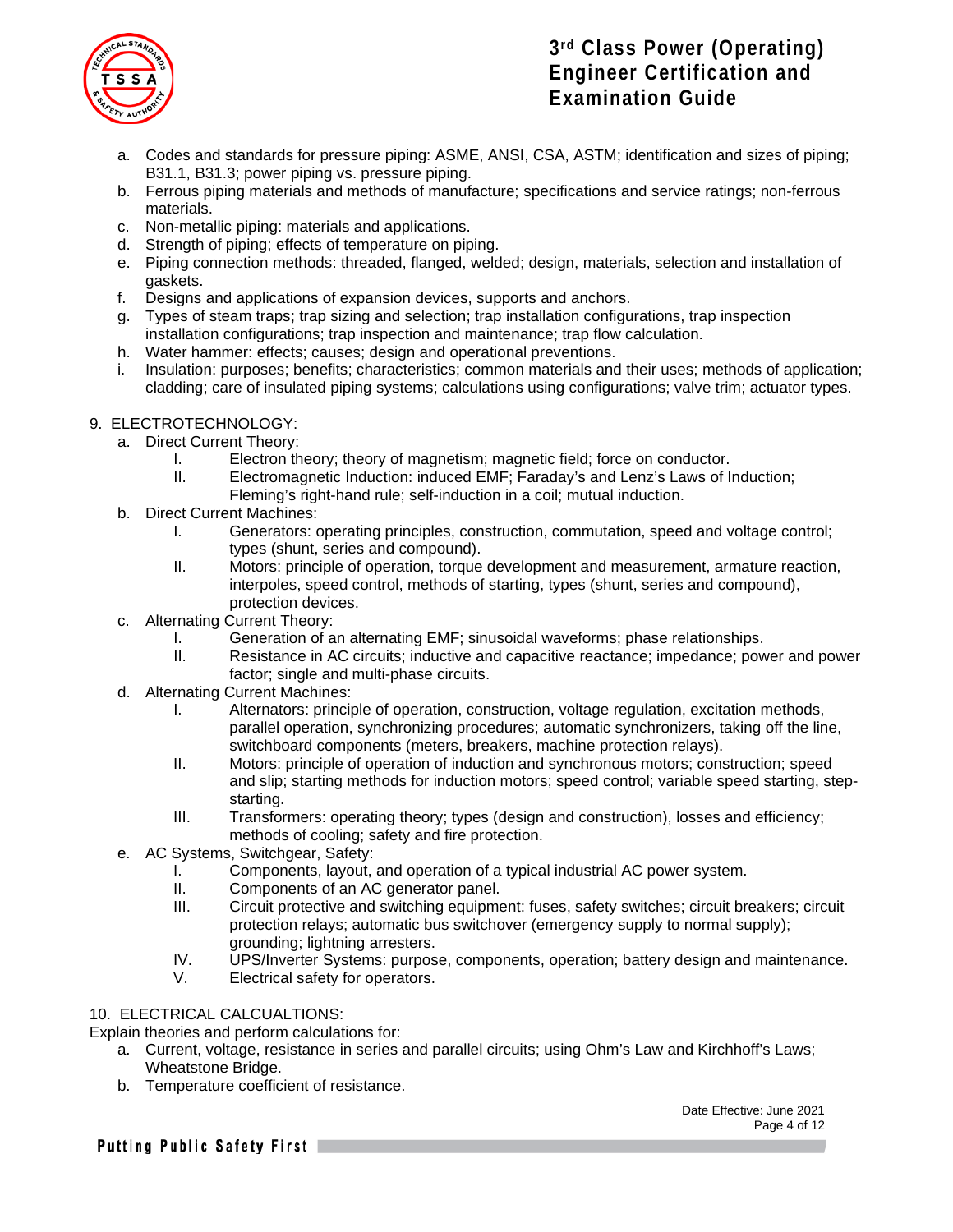a. Codes and standards for pressure piping: ASME, ANSI, CSA, ASTM; identification and sizes of piping; B31.1, B31.3; power piping vs. pressure piping.
b. Ferrous piping materials and methods of manufacture; specifications and service ratings; non-ferrous materials.
c. Non-metallic piping: materials and applications.
d. Strength of piping; effects of temperature on piping.
e. Piping connection methods: threaded, flanged, welded; design, materials, selection and installation of gaskets.
f. Designs and applications of expansion devices, supports and anchors.
g. Types of steam traps; trap sizing and selection; trap installation configurations, trap inspection installation configurations; trap inspection and maintenance; trap flow calculation.
h. Water hammer: effects; causes; design and operational preventions.
i. Insulation: purposes; benefits; characteristics; common materials and their uses; methods of application; cladding; care of insulated piping systems; calculations using configurations; valve trim; actuator types.

9. ELECTROTECHNOLOGY:
   a. Direct Current Theory:
      I. Electron theory; theory of magnetism; magnetic field; force on conductor.
      II. Electromagnetic Induction: induced EMF; Faraday's and Lenz's Laws of Induction; Fleming's right-hand rule; self-induction in a coil; mutual induction.
   b. Direct Current Machines:
      I. Generators: operating principles, construction, commutation, speed and voltage control; types (shunt, series and compound).
      II. Motors: principle of operation, torque development and measurement, armature reaction, interpoles, speed control, methods of starting, types (shunt, series and compound), protection devices.
   c. Alternating Current Theory:
      I. Generation of an alternating EMF; sinusoidal waveforms; phase relationships.
      II. Resistance in AC circuits; inductive and capacitive reactance; impedance; power and power factor; single and multi-phase circuits.
   d. Alternating Current Machines:
      I. Alternators: principle of operation, construction, voltage regulation, excitation methods, parallel operation, synchronizing procedures; automatic synchronizers, taking off the line, switchboard components (meters, breakers, machine protection relays).
      II. Motors: principle of operation of induction and synchronous motors; construction; speed and slip; starting methods for induction motors; speed control; variable speed starting, step-starting.
      III. Transformers: operating theory; types (design and construction), losses and efficiency; methods of cooling; safety and fire protection.
   e. AC Systems, Switchgear, Safety:
      I. Components, layout, and operation of a typical industrial AC power system.
      II. Components of an AC generator panel.
      III. Circuit protective and switching equipment: fuses, safety switches; circuit breakers; circuit protection relays; automatic bus switchover (emergency supply to normal supply); grounding; lightning arresters.
      IV. UPS/Inverter Systems: purpose, components, operation; battery design and maintenance.
      V. Electrical safety for operators.

10. ELECTRICAL CALCUALTIONS:

Explain theories and perform calculations for:

   a. Current, voltage, resistance in series and parallel circuits; using Ohm's Law and Kirchhoff's Laws; Wheatstone Bridge.
   b. Temperature coefficient of resistance.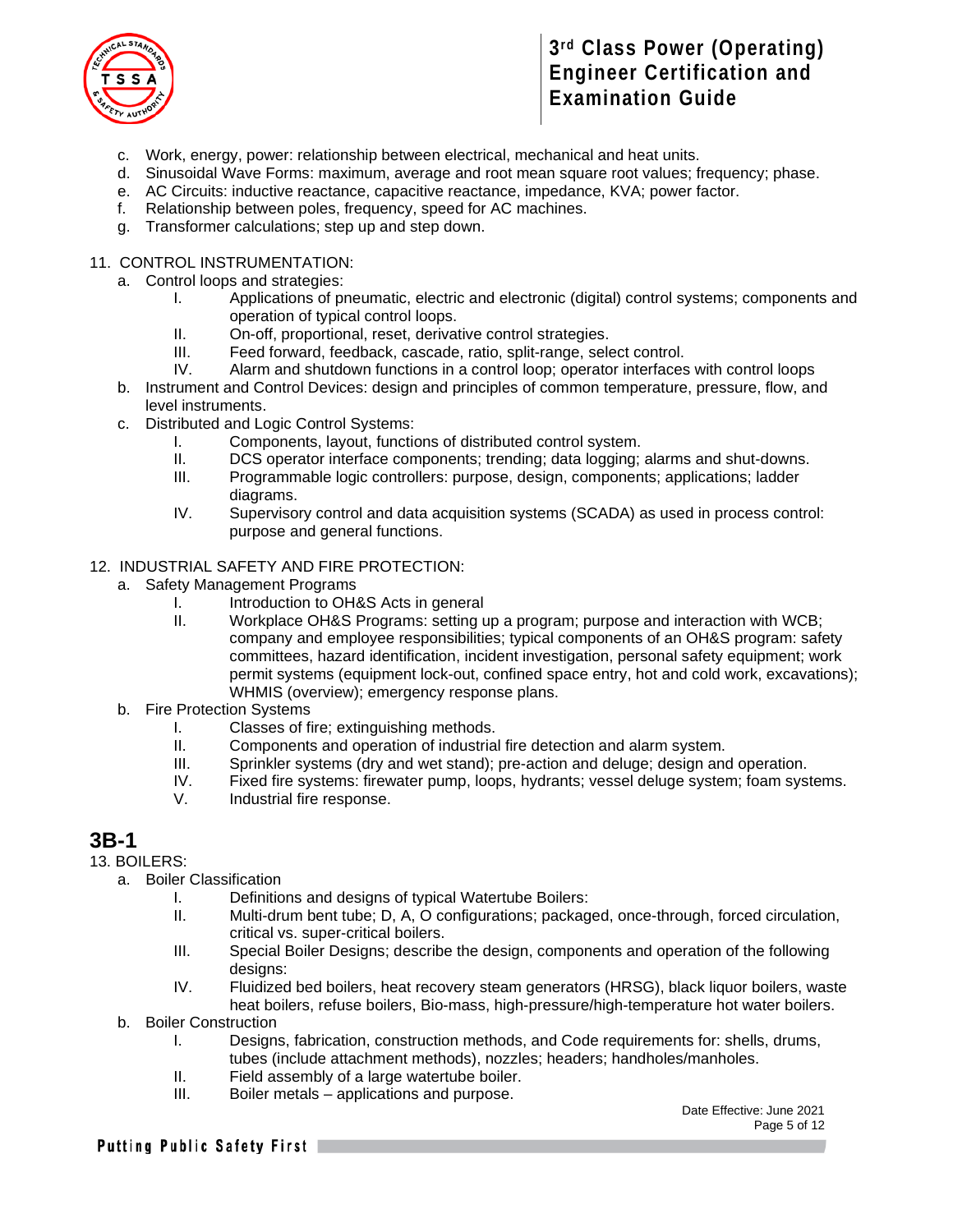c. Work, energy, power: relationship between electrical, mechanical and heat units.
d. Sinusoidal Wave Forms: maximum, average and root mean square root values; frequency; phase.
e. AC Circuits: inductive reactance, capacitive reactance, impedance, KVA; power factor.
f. Relationship between poles, frequency, speed for AC machines.
g. Transformer calculations; step up and step down.

11. CONTROL INSTRUMENTATION:
   a. Control loops and strategies:
      I. Applications of pneumatic, electric and electronic (digital) control systems; components and operation of typical control loops.
      II. On-off, proportional, reset, derivative control strategies.
      III. Feed forward, feedback, cascade, ratio, split-range, select control.
      IV. Alarm and shutdown functions in a control loop; operator interfaces with control loops
   b. Instrument and Control Devices: design and principles of common temperature, pressure, flow, and level instruments.
   c. Distributed and Logic Control Systems:
      I. Components, layout, functions of distributed control system.
      II. DCS operator interface components; trending; data logging; alarms and shut-downs.
      III. Programmable logic controllers: purpose, design, components; applications; ladder diagrams.
      IV. Supervisory control and data acquisition systems (SCADA) as used in process control: purpose and general functions.

12. INDUSTRIAL SAFETY AND FIRE PROTECTION:
   a. Safety Management Programs
      I. Introduction to OH&S Acts in general
      II. Workplace OH&S Programs: setting up a program; purpose and interaction with WCB; company and employee responsibilities; typical components of an OH&S program: safety committees, hazard identification, incident investigation, personal safety equipment; work permit systems (equipment lock-out, confined space entry, hot and cold work, excavations); WHMIS (overview); emergency response plans.
   b. Fire Protection Systems
      I. Classes of fire; extinguishing methods.
      II. Components and operation of industrial fire detection and alarm system.
      III. Sprinkler systems (dry and wet stand); pre-action and deluge; design and operation.
      IV. Fixed fire systems: firewater pump, loops, hydrants; vessel deluge system; foam systems.
      V. Industrial fire response.

## 3B-1

13. BOILERS:
   a. Boiler Classification
      I. Definitions and designs of typical Watertube Boilers:
      II. Multi-drum bent tube; D, A, O configurations; packaged, once-through, forced circulation, critical vs. super-critical boilers.
      III. Special Boiler Designs; describe the design, components and operation of the following designs:
      IV. Fluidized bed boilers, heat recovery steam generators (HRSG), black liquor boilers, waste heat boilers, refuse boilers, Bio-mass, high-pressure/high-temperature hot water boilers.
   b. Boiler Construction
      I. Designs, fabrication, construction methods, and Code requirements for: shells, drums, tubes (include attachment methods), nozzles; headers; handholes/manholes.
      II. Field assembly of a large watertube boiler.
      III. Boiler metals – applications and purpose.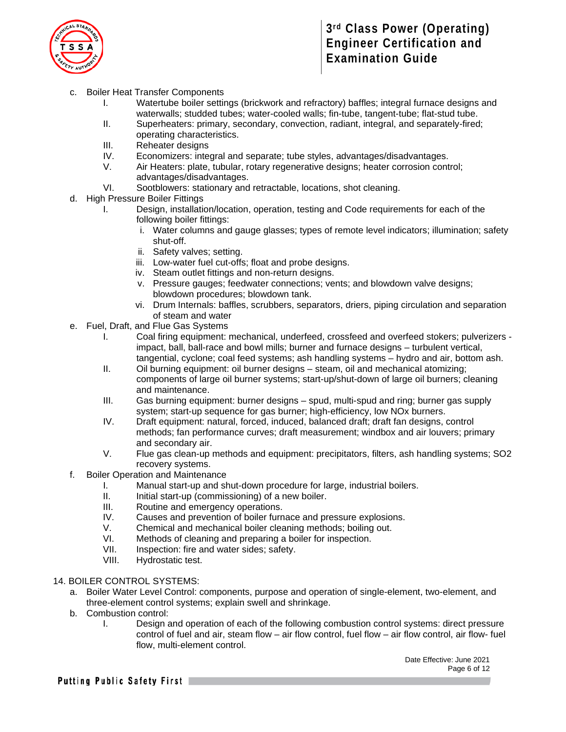c. Boiler Heat Transfer Components

  I. Watertube boiler settings (brickwork and refractory) baffles; integral furnace designs and waterwalls; studded tubes; water-cooled walls; fin-tube, tangent-tube; flat-stud tube.

  II. Superheaters: primary, secondary, convection, radiant, integral, and separately-fired; operating characteristics.

  III. Reheater designs

  IV. Economizers: integral and separate; tube styles, advantages/disadvantages.

  V. Air Heaters: plate, tubular, rotary regenerative designs; heater corrosion control; advantages/disadvantages.

  VI. Sootblowers: stationary and retractable, locations, shot cleaning.

d. High Pressure Boiler Fittings

  I. Design, installation/location, operation, testing and Code requirements for each of the following boiler fittings:

    i. Water columns and gauge glasses; types of remote level indicators; illumination; safety shut-off.

    ii. Safety valves; setting.

    iii. Low-water fuel cut-offs; float and probe designs.

    iv. Steam outlet fittings and non-return designs.

    v. Pressure gauges; feedwater connections; vents; and blowdown valve designs; blowdown procedures; blowdown tank.

    vi. Drum Internals: baffles, scrubbers, separators, driers, piping circulation and separation of steam and water

e. Fuel, Draft, and Flue Gas Systems

  I. Coal firing equipment: mechanical, underfeed, crossfeed and overfeed stokers; pulverizers - impact, ball, ball-race and bowl mills; burner and furnace designs – turbulent vertical, tangential, cyclone; coal feed systems; ash handling systems – hydro and air, bottom ash.

  II. Oil burning equipment: oil burner designs – steam, oil and mechanical atomizing; components of large oil burner systems; start-up/shut-down of large oil burners; cleaning and maintenance.

  III. Gas burning equipment: burner designs – spud, multi-spud and ring; burner gas supply system; start-up sequence for gas burner; high-efficiency, low NOx burners.

  IV. Draft equipment: natural, forced, induced, balanced draft; draft fan designs, control methods; fan performance curves; draft measurement; windbox and air louvers; primary and secondary air.

  V. Flue gas clean-up methods and equipment: precipitators, filters, ash handling systems; $SO_2$ recovery systems.

f. Boiler Operation and Maintenance

  I. Manual start-up and shut-down procedure for large, industrial boilers.

  II. Initial start-up (commissioning) of a new boiler.

  III. Routine and emergency operations.

  IV. Causes and prevention of boiler furnace and pressure explosions.

  V. Chemical and mechanical boiler cleaning methods; boiling out.

  VI. Methods of cleaning and preparing a boiler for inspection.

  VII. Inspection: fire and water sides; safety.

  VIII. Hydrostatic test.

14. BOILER CONTROL SYSTEMS:

a. Boiler Water Level Control: components, purpose and operation of single-element, two-element, and three-element control systems; explain swell and shrinkage.

b. Combustion control:

  I. Design and operation of each of the following combustion control systems: direct pressure control of fuel and air, steam flow – air flow control, fuel flow – air flow control, air flow- fuel flow, multi-element control.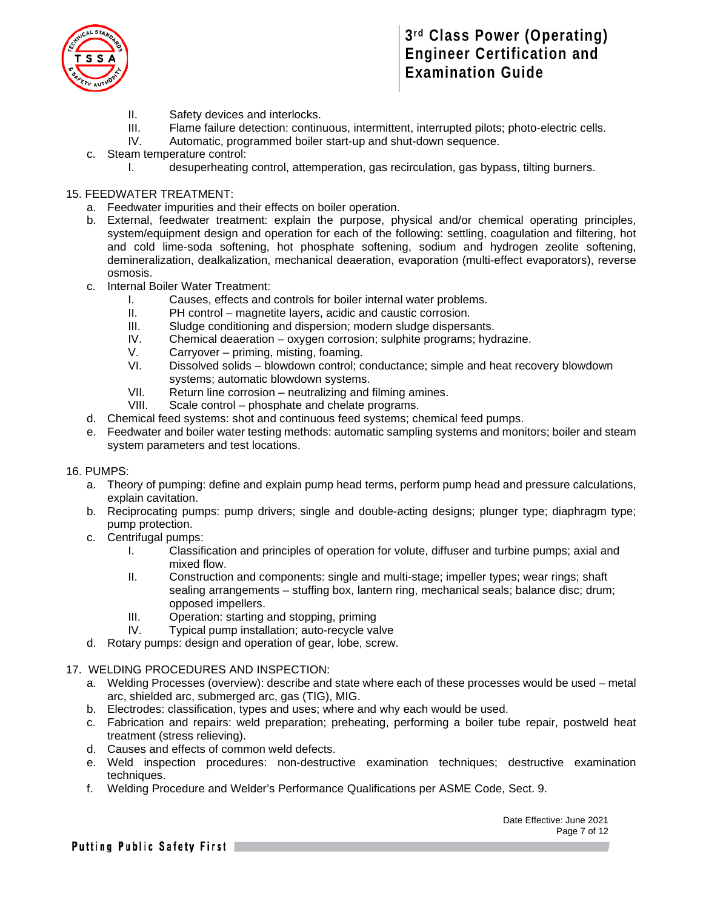- II. Safety devices and interlocks.
   - III. Flame failure detection: continuous, intermittent, interrupted pilots; photo-electric cells.
   - IV. Automatic, programmed boiler start-up and shut-down sequence.
- c. Steam temperature control:
   - I. desuperheating control, attemperation, gas recirculation, gas bypass, tilting burners.

15. FEEDWATER TREATMENT:
   - a. Feedwater impurities and their effects on boiler operation.
   - b. External, feedwater treatment: explain the purpose, physical and/or chemical operating principles, system/equipment design and operation for each of the following: settling, coagulation and filtering, hot and cold lime-soda softening, hot phosphate softening, sodium and hydrogen zeolite softening, demineralization, dealkalization, mechanical deaeration, evaporation (multi-effect evaporators), reverse osmosis.
   - c. Internal Boiler Water Treatment:
      - I. Causes, effects and controls for boiler internal water problems.
      - II. PH control – magnetite layers, acidic and caustic corrosion.
      - III. Sludge conditioning and dispersion; modern sludge dispersants.
      - IV. Chemical deaeration – oxygen corrosion; sulphite programs; hydrazine.
      - V. Carryover – priming, misting, foaming.
      - VI. Dissolved solids – blowdown control; conductance; simple and heat recovery blowdown systems; automatic blowdown systems.
      - VII. Return line corrosion – neutralizing and filming amines.
      - VIII. Scale control – phosphate and chelate programs.
   - d. Chemical feed systems: shot and continuous feed systems; chemical feed pumps.
   - e. Feedwater and boiler water testing methods: automatic sampling systems and monitors; boiler and steam system parameters and test locations.

16. PUMPS:
   - a. Theory of pumping: define and explain pump head terms, perform pump head and pressure calculations, explain cavitation.
   - b. Reciprocating pumps: pump drivers; single and double-acting designs; plunger type; diaphragm type; pump protection.
   - c. Centrifugal pumps:
      - I. Classification and principles of operation for volute, diffuser and turbine pumps; axial and mixed flow.
      - II. Construction and components: single and multi-stage; impeller types; wear rings; shaft sealing arrangements – stuffing box, lantern ring, mechanical seals; balance disc; drum; opposed impellers.
      - III. Operation: starting and stopping, priming
      - IV. Typical pump installation; auto-recycle valve
   - d. Rotary pumps: design and operation of gear, lobe, screw.

17. WELDING PROCEDURES AND INSPECTION:
   - a. Welding Processes (overview): describe and state where each of these processes would be used – metal arc, shielded arc, submerged arc, gas (TIG), MIG.
   - b. Electrodes: classification, types and uses; where and why each would be used.
   - c. Fabrication and repairs: weld preparation; preheating, performing a boiler tube repair, postweld heat treatment (stress relieving).
   - d. Causes and effects of common weld defects.
   - e. Weld inspection procedures: non-destructive examination techniques; destructive examination techniques.
   - f. Welding Procedure and Welder's Performance Qualifications per ASME Code, Sect. 9.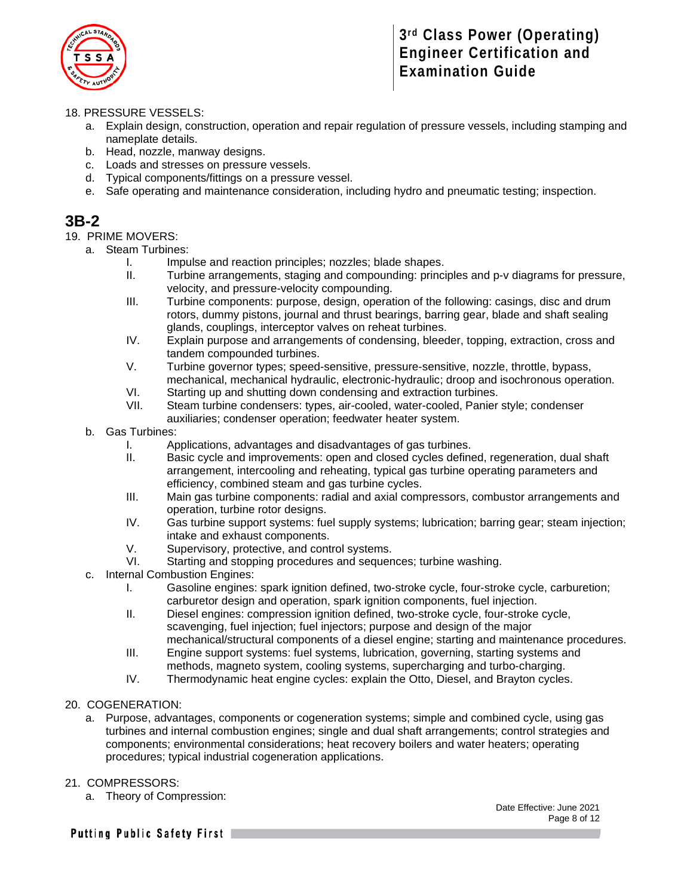18. PRESSURE VESSELS:
    a. Explain design, construction, operation and repair regulation of pressure vessels, including stamping and nameplate details.
    b. Head, nozzle, manway designs.
    c. Loads and stresses on pressure vessels.
    d. Typical components/fittings on a pressure vessel.
    e. Safe operating and maintenance consideration, including hydro and pneumatic testing; inspection.

## 3B-2

19. PRIME MOVERS:
    a. Steam Turbines:
        I. Impulse and reaction principles; nozzles; blade shapes.
        II. Turbine arrangements, staging and compounding: principles and p-v diagrams for pressure, velocity, and pressure-velocity compounding.
        III. Turbine components: purpose, design, operation of the following: casings, disc and drum rotors, dummy pistons, journal and thrust bearings, barring gear, blade and shaft sealing glands, couplings, interceptor valves on reheat turbines.
        IV. Explain purpose and arrangements of condensing, bleeder, topping, extraction, cross and tandem compounded turbines.
        V. Turbine governor types; speed-sensitive, pressure-sensitive, nozzle, throttle, bypass, mechanical, mechanical hydraulic, electronic-hydraulic; droop and isochronous operation.
        VI. Starting up and shutting down condensing and extraction turbines.
        VII. Steam turbine condensers: types, air-cooled, water-cooled, Panier style; condenser auxiliaries; condenser operation; feedwater heater system.
    b. Gas Turbines:
        I. Applications, advantages and disadvantages of gas turbines.
        II. Basic cycle and improvements: open and closed cycles defined, regeneration, dual shaft arrangement, intercooling and reheating, typical gas turbine operating parameters and efficiency, combined steam and gas turbine cycles.
        III. Main gas turbine components: radial and axial compressors, combustor arrangements and operation, turbine rotor designs.
        IV. Gas turbine support systems: fuel supply systems; lubrication; barring gear; steam injection; intake and exhaust components.
        V. Supervisory, protective, and control systems.
        VI. Starting and stopping procedures and sequences; turbine washing.
    c. Internal Combustion Engines:
        I. Gasoline engines: spark ignition defined, two-stroke cycle, four-stroke cycle, carburetion; carburetor design and operation, spark ignition components, fuel injection.
        II. Diesel engines: compression ignition defined, two-stroke cycle, four-stroke cycle, scavenging, fuel injection; fuel injectors; purpose and design of the major mechanical/structural components of a diesel engine; starting and maintenance procedures.
        III. Engine support systems: fuel systems, lubrication, governing, starting systems and methods, magneto system, cooling systems, supercharging and turbo-charging.
        IV. Thermodynamic heat engine cycles: explain the Otto, Diesel, and Brayton cycles.

20. COGENERATION:
    a. Purpose, advantages, components or cogeneration systems; simple and combined cycle, using gas turbines and internal combustion engines; single and dual shaft arrangements; control strategies and components; environmental considerations; heat recovery boilers and water heaters; operating procedures; typical industrial cogeneration applications.

21. COMPRESSORS:
    a. Theory of Compression: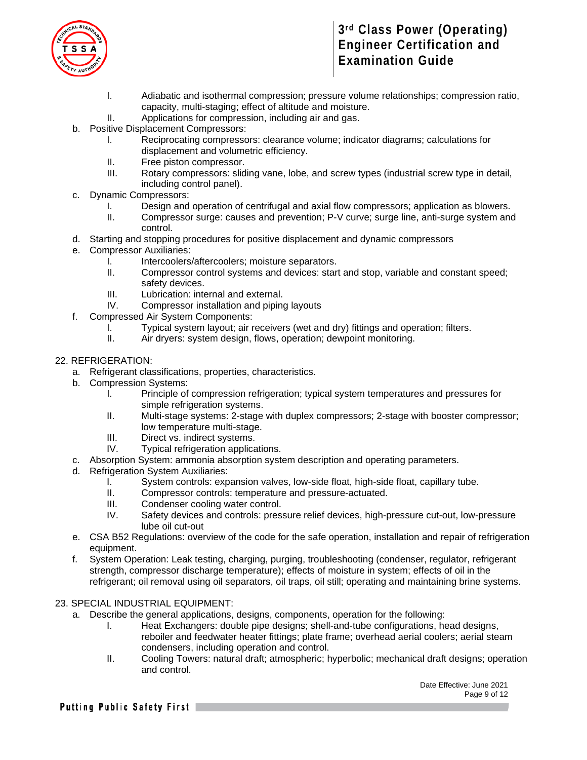I. Adiabatic and isothermal compression; pressure volume relationships; compression ratio, capacity, multi-staging; effect of altitude and moisture.
   II. Applications for compression, including air and gas.

b. Positive Displacement Compressors:
   I. Reciprocating compressors: clearance volume; indicator diagrams; calculations for displacement and volumetric efficiency.
   II. Free piston compressor.
   III. Rotary compressors: sliding vane, lobe, and screw types (industrial screw type in detail, including control panel).

c. Dynamic Compressors:
   I. Design and operation of centrifugal and axial flow compressors; application as blowers.
   II. Compressor surge: causes and prevention; P-V curve; surge line, anti-surge system and control.

d. Starting and stopping procedures for positive displacement and dynamic compressors

e. Compressor Auxiliaries:
   I. Intercoolers/aftercoolers; moisture separators.
   II. Compressor control systems and devices: start and stop, variable and constant speed; safety devices.
   III. Lubrication: internal and external.
   IV. Compressor installation and piping layouts

f. Compressed Air System Components:
   I. Typical system layout; air receivers (wet and dry) fittings and operation; filters.
   II. Air dryers: system design, flows, operation; dewpoint monitoring.

22. REFRIGERATION:

a. Refrigerant classifications, properties, characteristics.

b. Compression Systems:
   I. Principle of compression refrigeration; typical system temperatures and pressures for simple refrigeration systems.
   II. Multi-stage systems: 2-stage with duplex compressors; 2-stage with booster compressor; low temperature multi-stage.
   III. Direct vs. indirect systems.
   IV. Typical refrigeration applications.

c. Absorption System: ammonia absorption system description and operating parameters.

d. Refrigeration System Auxiliaries:
   I. System controls: expansion valves, low-side float, high-side float, capillary tube.
   II. Compressor controls: temperature and pressure-actuated.
   III. Condenser cooling water control.
   IV. Safety devices and controls: pressure relief devices, high-pressure cut-out, low-pressure lube oil cut-out

e. CSA B52 Regulations: overview of the code for the safe operation, installation and repair of refrigeration equipment.

f. System Operation: Leak testing, charging, purging, troubleshooting (condenser, regulator, refrigerant strength, compressor discharge temperature); effects of moisture in system; effects of oil in the refrigerant; oil removal using oil separators, oil traps, oil still; operating and maintaining brine systems.

23. SPECIAL INDUSTRIAL EQUIPMENT:

a. Describe the general applications, designs, components, operation for the following:
   I. Heat Exchangers: double pipe designs; shell-and-tube configurations, head designs, reboiler and feedwater heater fittings; plate frame; overhead aerial coolers; aerial steam condensers, including operation and control.
   II. Cooling Towers: natural draft; atmospheric; hyperbolic; mechanical draft designs; operation and control.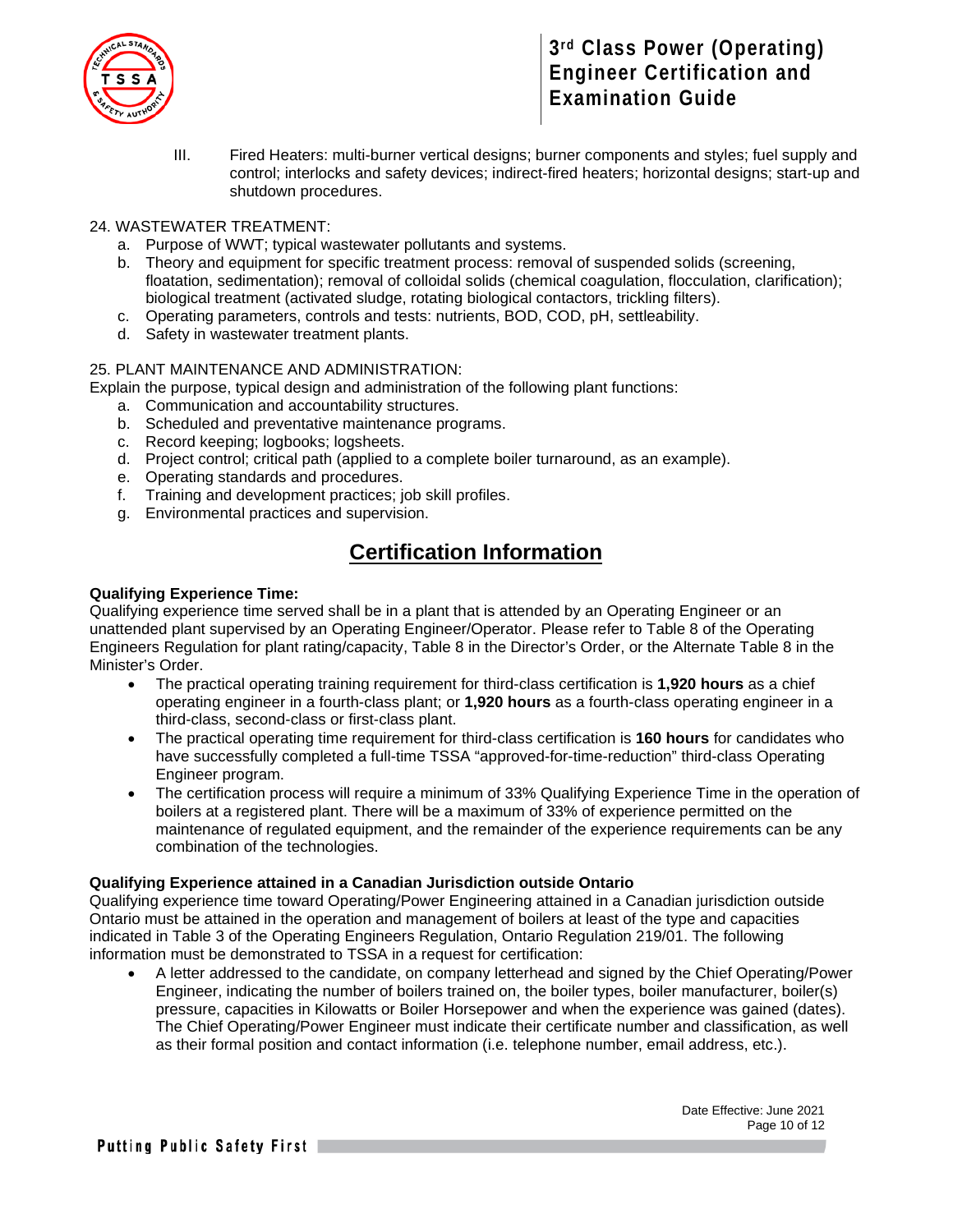III. Fired Heaters: multi-burner vertical designs; burner components and styles; fuel supply and control; interlocks and safety devices; indirect-fired heaters; horizontal designs; start-up and shutdown procedures.

24. WASTEWATER TREATMENT:

a. Purpose of WWT; typical wastewater pollutants and systems.
b. Theory and equipment for specific treatment process: removal of suspended solids (screening, floatation, sedimentation); removal of colloidal solids (chemical coagulation, flocculation, clarification); biological treatment (activated sludge, rotating biological contactors, trickling filters).
c. Operating parameters, controls and tests: nutrients, BOD, COD, pH, settleability.
d. Safety in wastewater treatment plants.

25. PLANT MAINTENANCE AND ADMINISTRATION:

Explain the purpose, typical design and administration of the following plant functions:

a. Communication and accountability structures.
b. Scheduled and preventative maintenance programs.
c. Record keeping; logbooks; logsheets.
d. Project control; critical path (applied to a complete boiler turnaround, as an example).
e. Operating standards and procedures.
f. Training and development practices; job skill profiles.
g. Environmental practices and supervision.

# Certification Information

**Qualifying Experience Time:**

Qualifying experience time served shall be in a plant that is attended by an Operating Engineer or an unattended plant supervised by an Operating Engineer/Operator. Please refer to Table 8 of the Operating Engineers Regulation for plant rating/capacity, Table 8 in the Director's Order, or the Alternate Table 8 in the Minister's Order.

- The practical operating training requirement for third-class certification is **1,920 hours** as a chief operating engineer in a fourth-class plant; or **1,920 hours** as a fourth-class operating engineer in a third-class, second-class or first-class plant.
- The practical operating time requirement for third-class certification is **160 hours** for candidates who have successfully completed a full-time TSSA "approved-for-time-reduction" third-class Operating Engineer program.
- The certification process will require a minimum of 33% Qualifying Experience Time in the operation of boilers at a registered plant. There will be a maximum of 33% of experience permitted on the maintenance of regulated equipment, and the remainder of the experience requirements can be any combination of the technologies.

**Qualifying Experience attained in a Canadian Jurisdiction outside Ontario**

Qualifying experience time toward Operating/Power Engineering attained in a Canadian jurisdiction outside Ontario must be attained in the operation and management of boilers at least of the type and capacities indicated in Table 3 of the Operating Engineers Regulation, Ontario Regulation 219/01. The following information must be demonstrated to TSSA in a request for certification:

- A letter addressed to the candidate, on company letterhead and signed by the Chief Operating/Power Engineer, indicating the number of boilers trained on, the boiler types, boiler manufacturer, boiler(s) pressure, capacities in Kilowatts or Boiler Horsepower and when the experience was gained (dates). The Chief Operating/Power Engineer must indicate their certificate number and classification, as well as their formal position and contact information (i.e. telephone number, email address, etc.).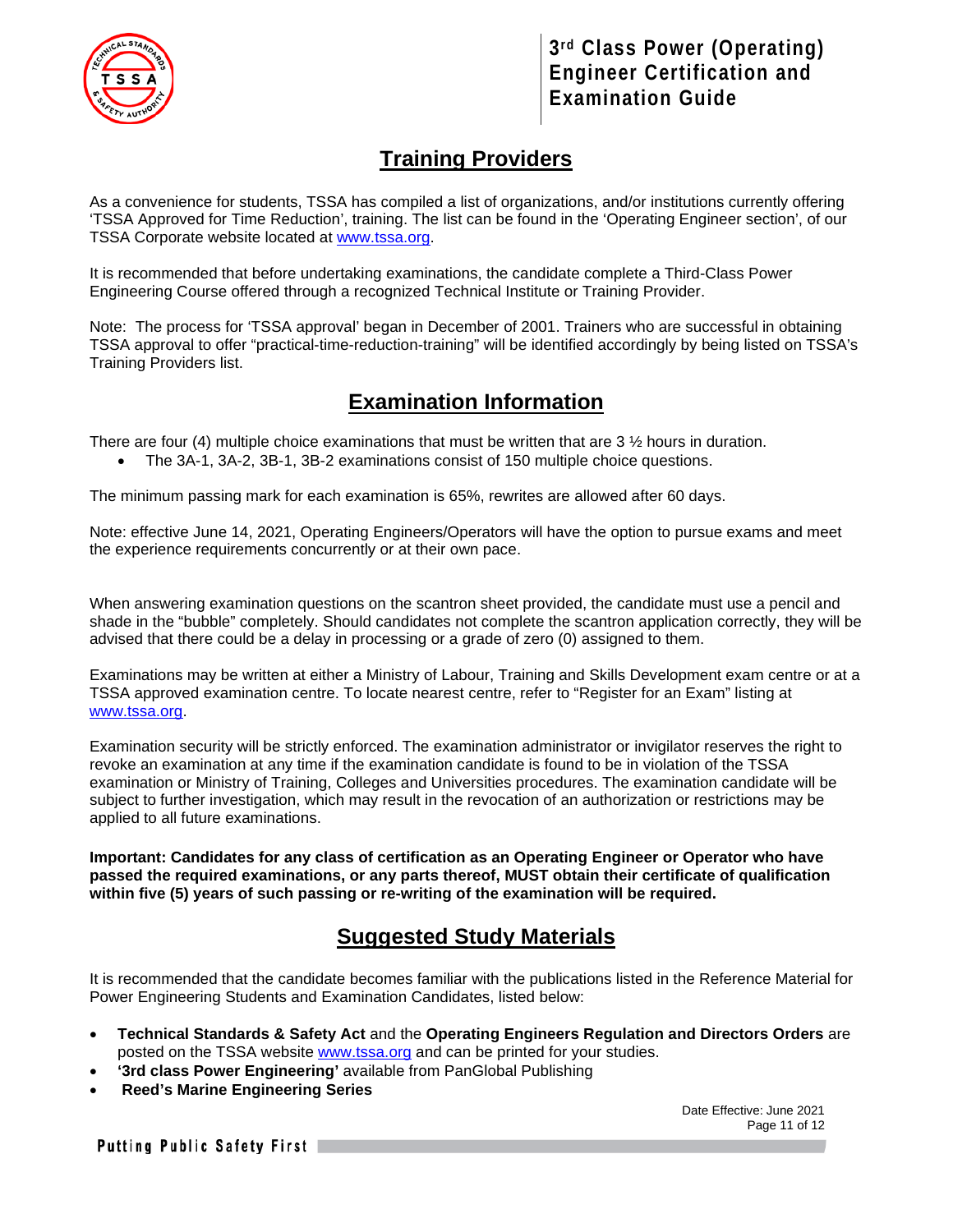## Training Providers

As a convenience for students, TSSA has compiled a list of organizations, and/or institutions currently offering 'TSSA Approved for Time Reduction', training. The list can be found in the 'Operating Engineer section', of our TSSA Corporate website located at www.tssa.org.

It is recommended that before undertaking examinations, the candidate complete a Third-Class Power Engineering Course offered through a recognized Technical Institute or Training Provider.

Note: The process for 'TSSA approval' began in December of 2001. Trainers who are successful in obtaining TSSA approval to offer "practical-time-reduction-training" will be identified accordingly by being listed on TSSA's Training Providers list.

## Examination Information

There are four (4) multiple choice examinations that must be written that are 3 ½ hours in duration.

- The 3A-1, 3A-2, 3B-1, 3B-2 examinations consist of 150 multiple choice questions.

The minimum passing mark for each examination is 65%, rewrites are allowed after 60 days.

Note: effective June 14, 2021, Operating Engineers/Operators will have the option to pursue exams and meet the experience requirements concurrently or at their own pace.

When answering examination questions on the scantron sheet provided, the candidate must use a pencil and shade in the "bubble" completely. Should candidates not complete the scantron application correctly, they will be advised that there could be a delay in processing or a grade of zero (0) assigned to them.

Examinations may be written at either a Ministry of Labour, Training and Skills Development exam centre or at a TSSA approved examination centre. To locate nearest centre, refer to "Register for an Exam" listing at www.tssa.org.

Examination security will be strictly enforced. The examination administrator or invigilator reserves the right to revoke an examination at any time if the examination candidate is found to be in violation of the TSSA examination or Ministry of Training, Colleges and Universities procedures. The examination candidate will be subject to further investigation, which may result in the revocation of an authorization or restrictions may be applied to all future examinations.

**Important: Candidates for any class of certification as an Operating Engineer or Operator who have passed the required examinations, or any parts thereof, MUST obtain their certificate of qualification within five (5) years of such passing or re-writing of the examination will be required.**

## Suggested Study Materials

It is recommended that the candidate becomes familiar with the publications listed in the Reference Material for Power Engineering Students and Examination Candidates, listed below:

- **Technical Standards & Safety Act** and the **Operating Engineers Regulation and Directors Orders** are posted on the TSSA website www.tssa.org and can be printed for your studies.
- **'3rd class Power Engineering'** available from PanGlobal Publishing
- **Reed's Marine Engineering Series**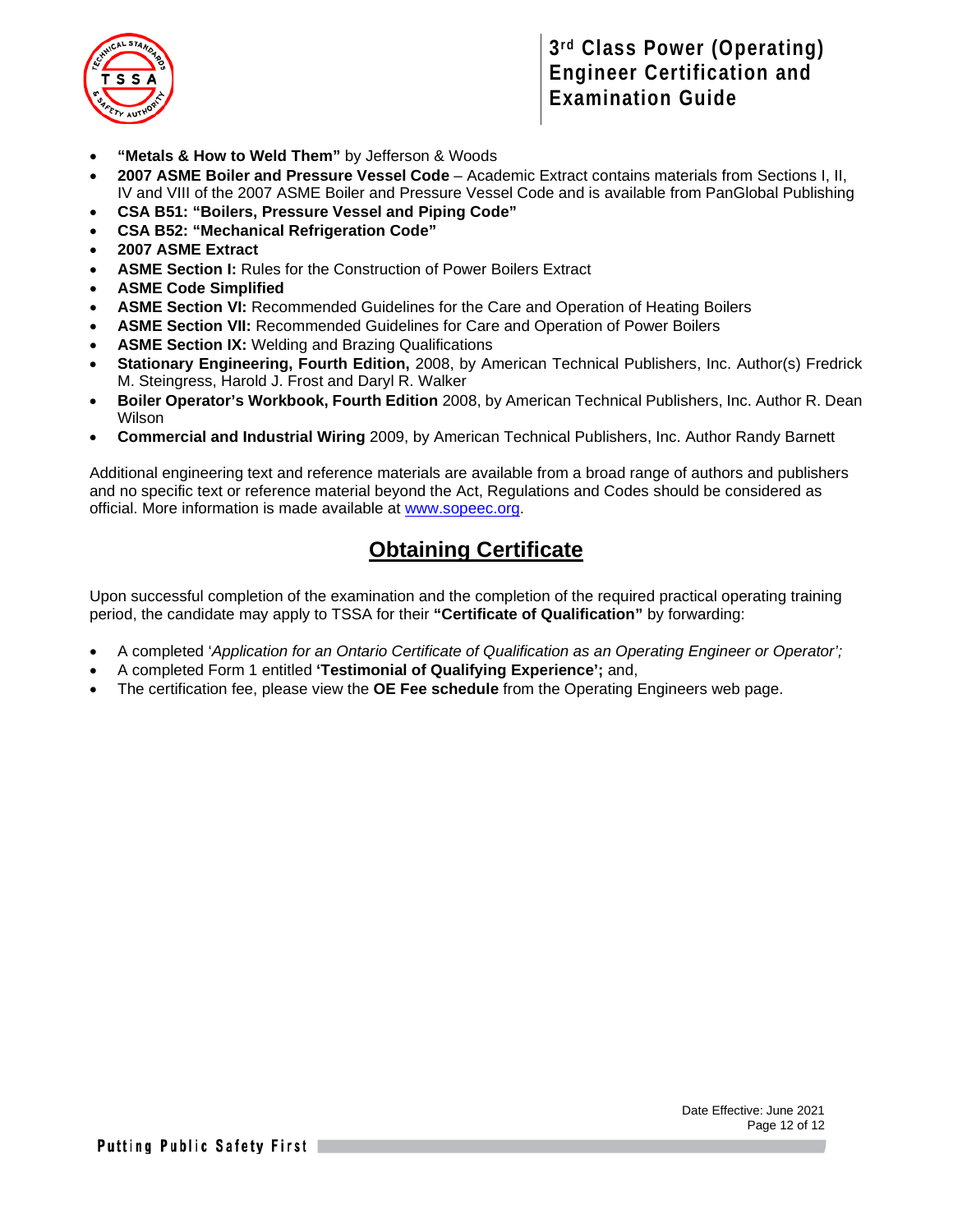- **"Metals & How to Weld Them"** by Jefferson & Woods
- **2007 ASME Boiler and Pressure Vessel Code** – Academic Extract contains materials from Sections I, II, IV and VIII of the 2007 ASME Boiler and Pressure Vessel Code and is available from PanGlobal Publishing
- **CSA B51: "Boilers, Pressure Vessel and Piping Code"**
- **CSA B52: "Mechanical Refrigeration Code"**
- **2007 ASME Extract**
- **ASME Section I:** Rules for the Construction of Power Boilers Extract
- **ASME Code Simplified**
- **ASME Section VI:** Recommended Guidelines for the Care and Operation of Heating Boilers
- **ASME Section VII:** Recommended Guidelines for Care and Operation of Power Boilers
- **ASME Section IX:** Welding and Brazing Qualifications
- **Stationary Engineering, Fourth Edition,** 2008, by American Technical Publishers, Inc. Author(s) Fredrick M. Steingress, Harold J. Frost and Daryl R. Walker
- **Boiler Operator's Workbook, Fourth Edition** 2008, by American Technical Publishers, Inc. Author R. Dean Wilson
- **Commercial and Industrial Wiring** 2009, by American Technical Publishers, Inc. Author Randy Barnett

Additional engineering text and reference materials are available from a broad range of authors and publishers and no specific text or reference material beyond the Act, Regulations and Codes should be considered as official. More information is made available at www.sopeec.org.

## Obtaining Certificate

Upon successful completion of the examination and the completion of the required practical operating training period, the candidate may apply to TSSA for their **"Certificate of Qualification"** by forwarding:

- A completed '*Application for an Ontario Certificate of Qualification as an Operating Engineer or Operator';*
- A completed Form 1 entitled **'Testimonial of Qualifying Experience';** and,
- The certification fee, please view the **OE Fee schedule** from the Operating Engineers web page.